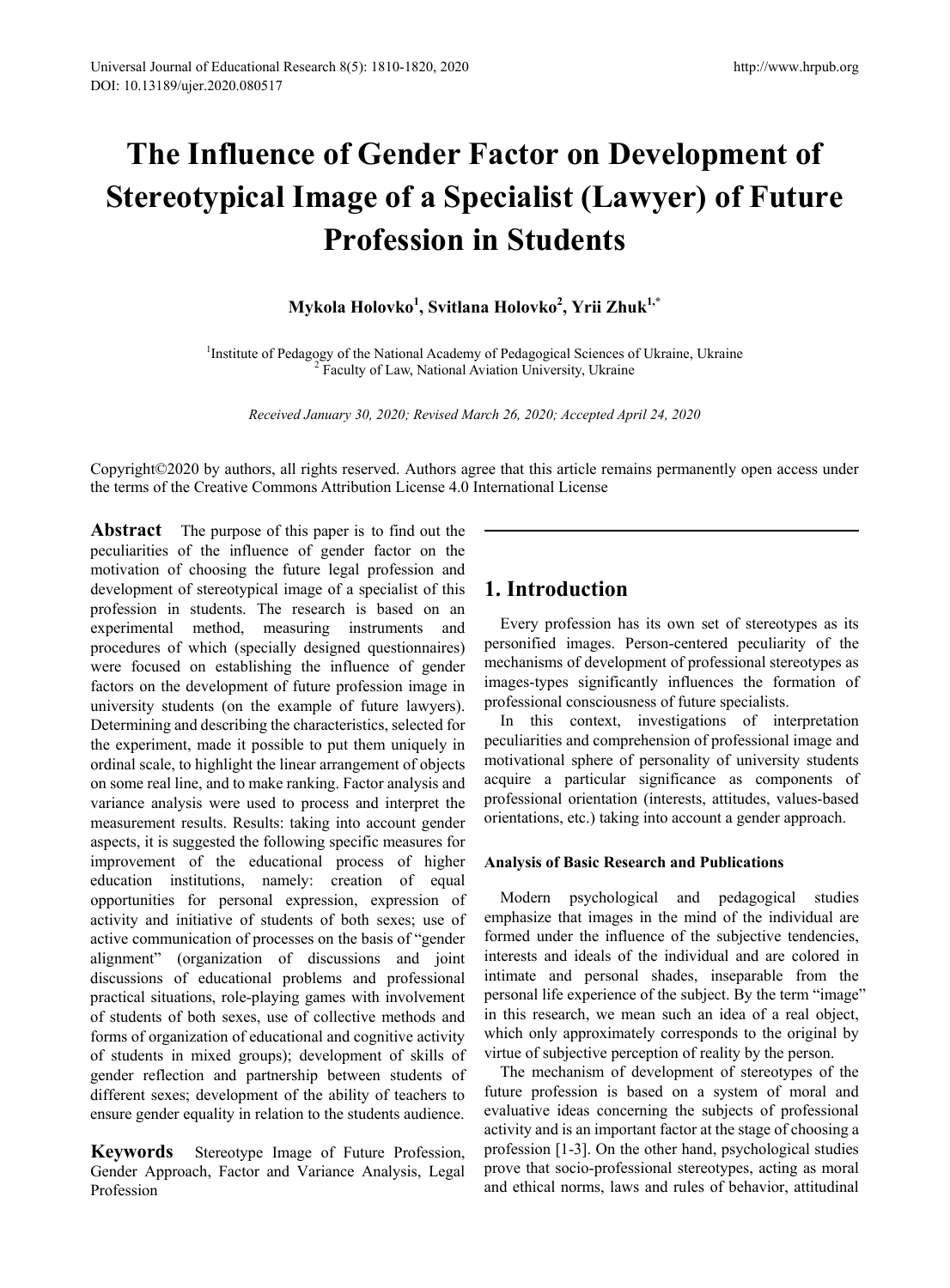# The Influence of Gender Factor on Development of Stereotypical Image of a Specialist (Lawyer) of Future Profession in Students

**Mykola Holovko[1], Svitlana Holovko[2], Yrii Zhuk[1,*]**

[1]Institute of Pedagogy of the National Academy of Pedagogical Sciences of Ukraine, Ukraine
[2] Faculty of Law, National Aviation University, Ukraine

*Received January 30, 2020; Revised March 26, 2020; Accepted April 24, 2020*

Copyright©2020 by authors, all rights reserved. Authors agree that this article remains permanently open access under the terms of the Creative Commons Attribution License 4.0 International License

**Abstract** The purpose of this paper is to find out the peculiarities of the influence of gender factor on the motivation of choosing the future legal profession and development of stereotypical image of a specialist of this profession in students. The research is based on an experimental method, measuring instruments and procedures of which (specially designed questionnaires) were focused on establishing the influence of gender factors on the development of future profession image in university students (on the example of future lawyers). Determining and describing the characteristics, selected for the experiment, made it possible to put them uniquely in ordinal scale, to highlight the linear arrangement of objects on some real line, and to make ranking. Factor analysis and variance analysis were used to process and interpret the measurement results. Results: taking into account gender aspects, it is suggested the following specific measures for improvement of the educational process of higher education institutions, namely: creation of equal opportunities for personal expression, expression of activity and initiative of students of both sexes; use of active communication of processes on the basis of "gender alignment" (organization of discussions and joint discussions of educational problems and professional practical situations, role-playing games with involvement of students of both sexes, use of collective methods and forms of organization of educational and cognitive activity of students in mixed groups); development of skills of gender reflection and partnership between students of different sexes; development of the ability of teachers to ensure gender equality in relation to the students audience.

**Keywords** Stereotype Image of Future Profession, Gender Approach, Factor and Variance Analysis, Legal Profession

## 1. Introduction

Every profession has its own set of stereotypes as its personified images. Person-centered peculiarity of the mechanisms of development of professional stereotypes as images-types significantly influences the formation of professional consciousness of future specialists.

In this context, investigations of interpretation peculiarities and comprehension of professional image and motivational sphere of personality of university students acquire a particular significance as components of professional orientation (interests, attitudes, values-based orientations, etc.) taking into account a gender approach.

#### Analysis of Basic Research and Publications

Modern psychological and pedagogical studies emphasize that images in the mind of the individual are formed under the influence of the subjective tendencies, interests and ideals of the individual and are colored in intimate and personal shades, inseparable from the personal life experience of the subject. By the term "image" in this research, we mean such an idea of a real object, which only approximately corresponds to the original by virtue of subjective perception of reality by the person.

The mechanism of development of stereotypes of the future profession is based on a system of moral and evaluative ideas concerning the subjects of professional activity and is an important factor at the stage of choosing a profession [1-3]. On the other hand, psychological studies prove that socio-professional stereotypes, acting as moral and ethical norms, laws and rules of behavior, attitudinal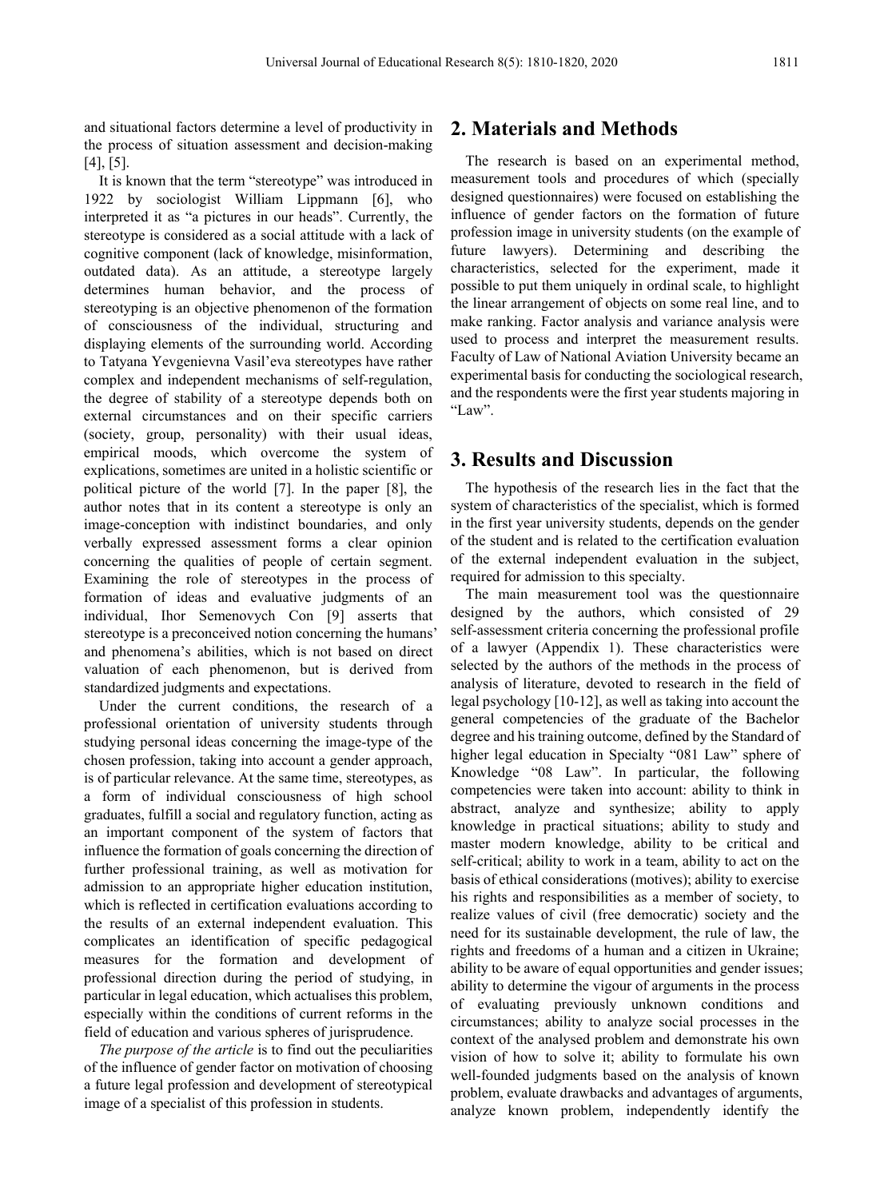and situational factors determine a level of productivity in the process of situation assessment and decision-making [4], [5].

It is known that the term "stereotype" was introduced in 1922 by sociologist William Lippmann [6], who interpreted it as "a pictures in our heads". Currently, the stereotype is considered as a social attitude with a lack of cognitive component (lack of knowledge, misinformation, outdated data). As an attitude, a stereotype largely determines human behavior, and the process of stereotyping is an objective phenomenon of the formation of consciousness of the individual, structuring and displaying elements of the surrounding world. According to Tatyana Yevgenievna Vasil'eva stereotypes have rather complex and independent mechanisms of self-regulation, the degree of stability of a stereotype depends both on external circumstances and on their specific carriers (society, group, personality) with their usual ideas, empirical moods, which overcome the system of explications, sometimes are united in a holistic scientific or political picture of the world [7]. In the paper [8], the author notes that in its content a stereotype is only an image-conception with indistinct boundaries, and only verbally expressed assessment forms a clear opinion concerning the qualities of people of certain segment. Examining the role of stereotypes in the process of formation of ideas and evaluative judgments of an individual, Ihor Semenovych Con [9] asserts that stereotype is a preconceived notion concerning the humans' and phenomena's abilities, which is not based on direct valuation of each phenomenon, but is derived from standardized judgments and expectations.

Under the current conditions, the research of a professional orientation of university students through studying personal ideas concerning the image-type of the chosen profession, taking into account a gender approach, is of particular relevance. At the same time, stereotypes, as a form of individual consciousness of high school graduates, fulfill a social and regulatory function, acting as an important component of the system of factors that influence the formation of goals concerning the direction of further professional training, as well as motivation for admission to an appropriate higher education institution, which is reflected in certification evaluations according to the results of an external independent evaluation. This complicates an identification of specific pedagogical measures for the formation and development of professional direction during the period of studying, in particular in legal education, which actualises this problem, especially within the conditions of current reforms in the field of education and various spheres of jurisprudence.

*The purpose of the article* is to find out the peculiarities of the influence of gender factor on motivation of choosing a future legal profession and development of stereotypical image of a specialist of this profession in students.

## 2. Materials and Methods

The research is based on an experimental method, measurement tools and procedures of which (specially designed questionnaires) were focused on establishing the influence of gender factors on the formation of future profession image in university students (on the example of future lawyers). Determining and describing the characteristics, selected for the experiment, made it possible to put them uniquely in ordinal scale, to highlight the linear arrangement of objects on some real line, and to make ranking. Factor analysis and variance analysis were used to process and interpret the measurement results. Faculty of Law of National Aviation University became an experimental basis for conducting the sociological research, and the respondents were the first year students majoring in "Law".

## 3. Results and Discussion

The hypothesis of the research lies in the fact that the system of characteristics of the specialist, which is formed in the first year university students, depends on the gender of the student and is related to the certification evaluation of the external independent evaluation in the subject, required for admission to this specialty.

The main measurement tool was the questionnaire designed by the authors, which consisted of 29 self-assessment criteria concerning the professional profile of a lawyer (Appendix 1). These characteristics were selected by the authors of the methods in the process of analysis of literature, devoted to research in the field of legal psychology [10-12], as well as taking into account the general competencies of the graduate of the Bachelor degree and his training outcome, defined by the Standard of higher legal education in Specialty "081 Law" sphere of Knowledge "08 Law". In particular, the following competencies were taken into account: ability to think in abstract, analyze and synthesize; ability to apply knowledge in practical situations; ability to study and master modern knowledge, ability to be critical and self-critical; ability to work in a team, ability to act on the basis of ethical considerations (motives); ability to exercise his rights and responsibilities as a member of society, to realize values of civil (free democratic) society and the need for its sustainable development, the rule of law, the rights and freedoms of a human and a citizen in Ukraine; ability to be aware of equal opportunities and gender issues; ability to determine the vigour of arguments in the process of evaluating previously unknown conditions and circumstances; ability to analyze social processes in the context of the analysed problem and demonstrate his own vision of how to solve it; ability to formulate his own well-founded judgments based on the analysis of known problem, evaluate drawbacks and advantages of arguments, analyze known problem, independently identify the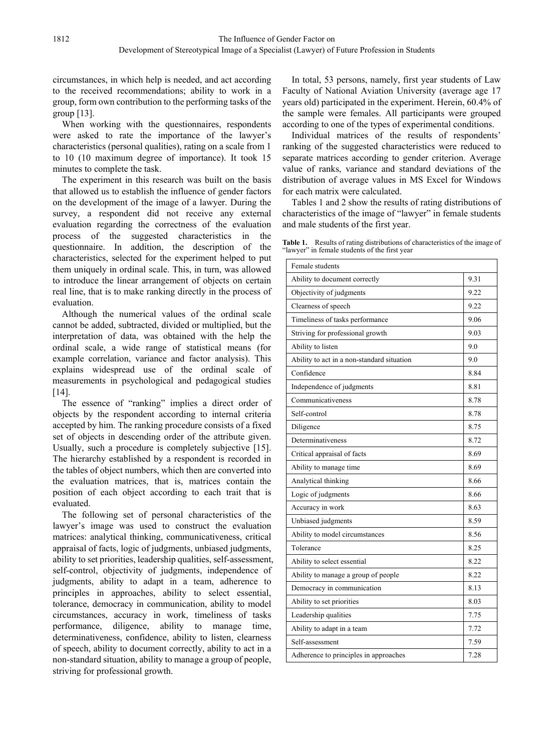circumstances, in which help is needed, and act according to the received recommendations; ability to work in a group, form own contribution to the performing tasks of the group [13].

When working with the questionnaires, respondents were asked to rate the importance of the lawyer's characteristics (personal qualities), rating on a scale from 1 to 10 (10 maximum degree of importance). It took 15 minutes to complete the task.

The experiment in this research was built on the basis that allowed us to establish the influence of gender factors on the development of the image of a lawyer. During the survey, a respondent did not receive any external evaluation regarding the correctness of the evaluation process of the suggested characteristics in the questionnaire. In addition, the description of the characteristics, selected for the experiment helped to put them uniquely in ordinal scale. This, in turn, was allowed to introduce the linear arrangement of objects on certain real line, that is to make ranking directly in the process of evaluation.

Although the numerical values of the ordinal scale cannot be added, subtracted, divided or multiplied, but the interpretation of data, was obtained with the help the ordinal scale, a wide range of statistical means (for example correlation, variance and factor analysis). This explains widespread use of the ordinal scale of measurements in psychological and pedagogical studies [14].

The essence of "ranking" implies a direct order of objects by the respondent according to internal criteria accepted by him. The ranking procedure consists of a fixed set of objects in descending order of the attribute given. Usually, such a procedure is completely subjective [15]. The hierarchy established by a respondent is recorded in the tables of object numbers, which then are converted into the evaluation matrices, that is, matrices contain the position of each object according to each trait that is evaluated.

The following set of personal characteristics of the lawyer's image was used to construct the evaluation matrices: analytical thinking, communicativeness, critical appraisal of facts, logic of judgments, unbiased judgments, ability to set priorities, leadership qualities, self-assessment, self-control, objectivity of judgments, independence of judgments, ability to adapt in a team, adherence to principles in approaches, ability to select essential, tolerance, democracy in communication, ability to model circumstances, accuracy in work, timeliness of tasks performance, diligence, ability to manage time, determinativeness, confidence, ability to listen, clearness of speech, ability to document correctly, ability to act in a non-standard situation, ability to manage a group of people, striving for professional growth.

In total, 53 persons, namely, first year students of Law Faculty of National Aviation University (average age 17 years old) participated in the experiment. Herein, 60.4% of the sample were females. All participants were grouped according to one of the types of experimental conditions.

Individual matrices of the results of respondents' ranking of the suggested characteristics were reduced to separate matrices according to gender criterion. Average value of ranks, variance and standard deviations of the distribution of average values in MS Excel for Windows for each matrix were calculated.

Tables 1 and 2 show the results of rating distributions of characteristics of the image of "lawyer" in female students and male students of the first year.

**Table 1.** Results of rating distributions of characteristics of the image of "lawyer" in female students of the first year

| Female students | |
|---|---|
| Ability to document correctly | 9.31 |
| Objectivity of judgments | 9.22 |
| Clearness of speech | 9.22 |
| Timeliness of tasks performance | 9.06 |
| Striving for professional growth | 9.03 |
| Ability to listen | 9.0 |
| Ability to act in a non-standard situation | 9.0 |
| Confidence | 8.84 |
| Independence of judgments | 8.81 |
| Communicativeness | 8.78 |
| Self-control | 8.78 |
| Diligence | 8.75 |
| Determinativeness | 8.72 |
| Critical appraisal of facts | 8.69 |
| Ability to manage time | 8.69 |
| Analytical thinking | 8.66 |
| Logic of judgments | 8.66 |
| Accuracy in work | 8.63 |
| Unbiased judgments | 8.59 |
| Ability to model circumstances | 8.56 |
| Tolerance | 8.25 |
| Ability to select essential | 8.22 |
| Ability to manage a group of people | 8.22 |
| Democracy in communication | 8.13 |
| Ability to set priorities | 8.03 |
| Leadership qualities | 7.75 |
| Ability to adapt in a team | 7.72 |
| Self-assessment | 7.59 |
| Adherence to principles in approaches | 7.28 |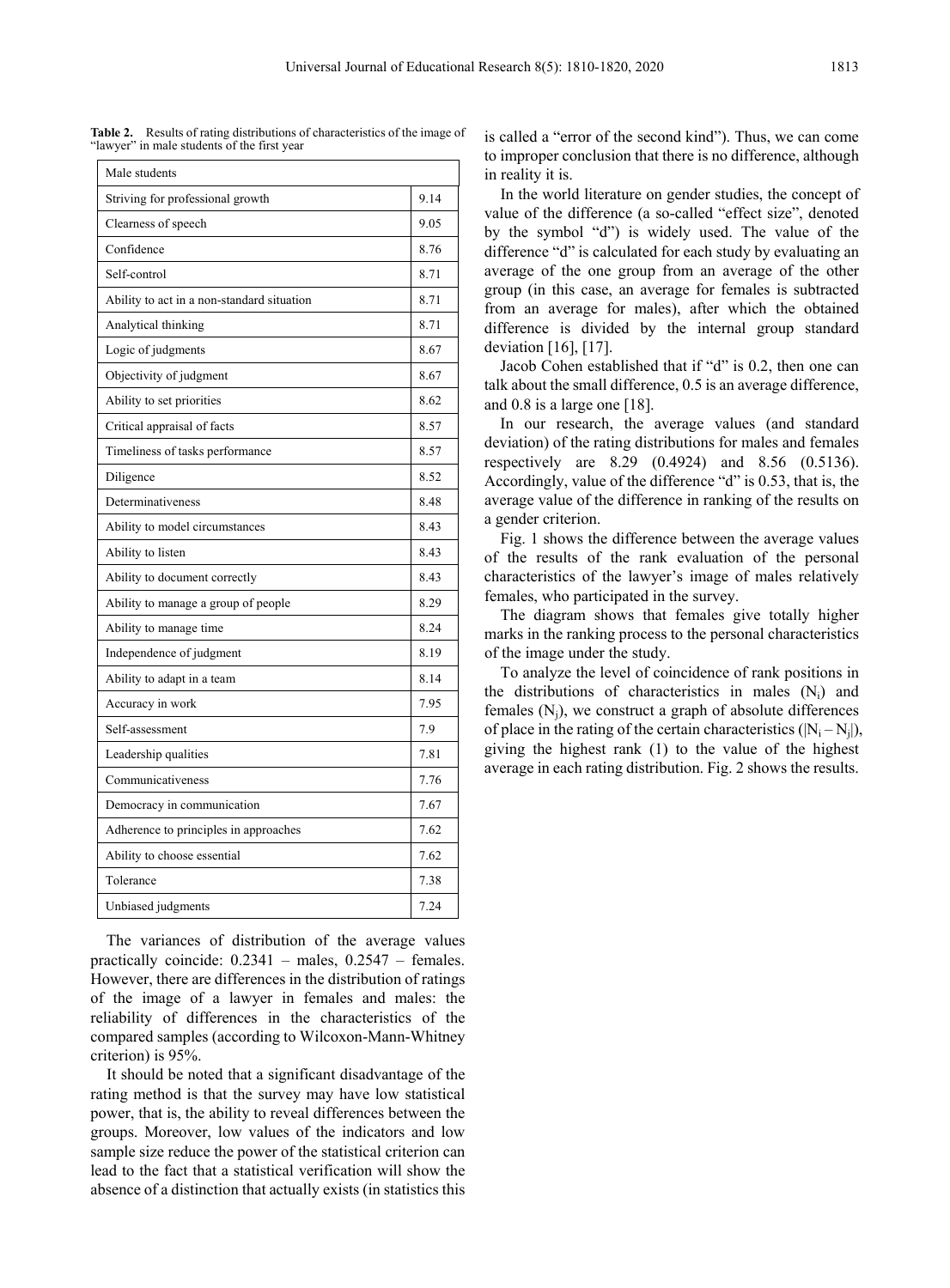**Table 2.** Results of rating distributions of characteristics of the image of "lawyer" in male students of the first year

| Male students | |
|---|---|
| Striving for professional growth | 9.14 |
| Clearness of speech | 9.05 |
| Confidence | 8.76 |
| Self-control | 8.71 |
| Ability to act in a non-standard situation | 8.71 |
| Analytical thinking | 8.71 |
| Logic of judgments | 8.67 |
| Objectivity of judgment | 8.67 |
| Ability to set priorities | 8.62 |
| Critical appraisal of facts | 8.57 |
| Timeliness of tasks performance | 8.57 |
| Diligence | 8.52 |
| Determinativeness | 8.48 |
| Ability to model circumstances | 8.43 |
| Ability to listen | 8.43 |
| Ability to document correctly | 8.43 |
| Ability to manage a group of people | 8.29 |
| Ability to manage time | 8.24 |
| Independence of judgment | 8.19 |
| Ability to adapt in a team | 8.14 |
| Accuracy in work | 7.95 |
| Self-assessment | 7.9 |
| Leadership qualities | 7.81 |
| Communicativeness | 7.76 |
| Democracy in communication | 7.67 |
| Adherence to principles in approaches | 7.62 |
| Ability to choose essential | 7.62 |
| Tolerance | 7.38 |
| Unbiased judgments | 7.24 |

The variances of distribution of the average values practically coincide: 0.2341 – males, 0.2547 – females. However, there are differences in the distribution of ratings of the image of a lawyer in females and males: the reliability of differences in the characteristics of the compared samples (according to Wilcoxon-Mann-Whitney criterion) is 95%.

It should be noted that a significant disadvantage of the rating method is that the survey may have low statistical power, that is, the ability to reveal differences between the groups. Moreover, low values of the indicators and low sample size reduce the power of the statistical criterion can lead to the fact that a statistical verification will show the absence of a distinction that actually exists (in statistics this is called a "error of the second kind"). Thus, we can come to improper conclusion that there is no difference, although in reality it is.

In the world literature on gender studies, the concept of value of the difference (a so-called "effect size", denoted by the symbol "d") is widely used. The value of the difference "d" is calculated for each study by evaluating an average of the one group from an average of the other group (in this case, an average for females is subtracted from an average for males), after which the obtained difference is divided by the internal group standard deviation [16], [17].

Jacob Cohen established that if "d" is 0.2, then one can talk about the small difference, 0.5 is an average difference, and 0.8 is a large one [18].

In our research, the average values (and standard deviation) of the rating distributions for males and females respectively are 8.29 (0.4924) and 8.56 (0.5136). Accordingly, value of the difference "d" is 0.53, that is, the average value of the difference in ranking of the results on a gender criterion.

Fig. 1 shows the difference between the average values of the results of the rank evaluation of the personal characteristics of the lawyer's image of males relatively females, who participated in the survey.

The diagram shows that females give totally higher marks in the ranking process to the personal characteristics of the image under the study.

To analyze the level of coincidence of rank positions in the distributions of characteristics in males ($N_i$) and females ($N_j$), we construct a graph of absolute differences of place in the rating of the certain characteristics ($|N_i - N_j|$), giving the highest rank (1) to the value of the highest average in each rating distribution. Fig. 2 shows the results.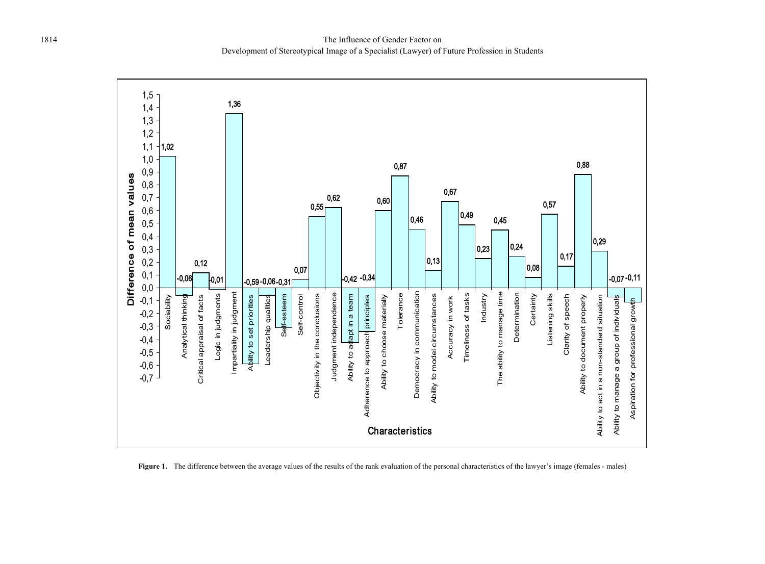**Figure 1.** The difference between the average values of the results of the rank evaluation of the personal characteristics of the lawyer's image (females - males)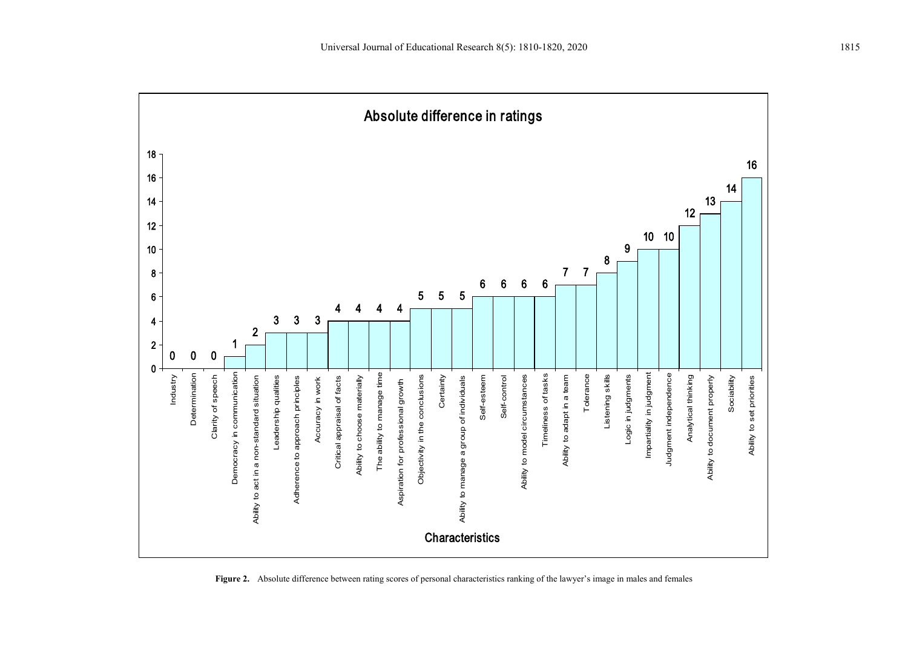**Absolute difference in ratings**

| Characteristics | Absolute difference |
|---|---|
| Industry | 0 |
| Determination | 0 |
| Clarity of speech | 0 |
| Democracy in communication | 1 |
| Ability to act in a non-standard situation | 2 |
| Leadership qualities | 3 |
| Adherence to approach principles | 3 |
| Accuracy in work | 3 |
| Critical appraisal of facts | 4 |
| Ability to choose materially | 4 |
| The ability to manage time | 4 |
| Aspiration for professional growth | 4 |
| Objectivity in the conclusions | 5 |
| Certainty | 5 |
| Ability to manage a group of individuals | 5 |
| Self-esteem | 6 |
| Self-control | 6 |
| Ability to model circumstances | 6 |
| Timeliness of tasks | 6 |
| Ability to adapt in a team | 7 |
| Tolerance | 7 |
| Listening skills | 8 |
| Logic in judgments | 9 |
| Impartiality in judgment | 10 |
| Judgment independence | 10 |
| Analytical thinking | 12 |
| Ability to document properly | 13 |
| Sociability | 14 |
| Ability to set priorities | 16 |

**Figure 2.** Absolute difference between rating scores of personal characteristics ranking of the lawyer's image in males and females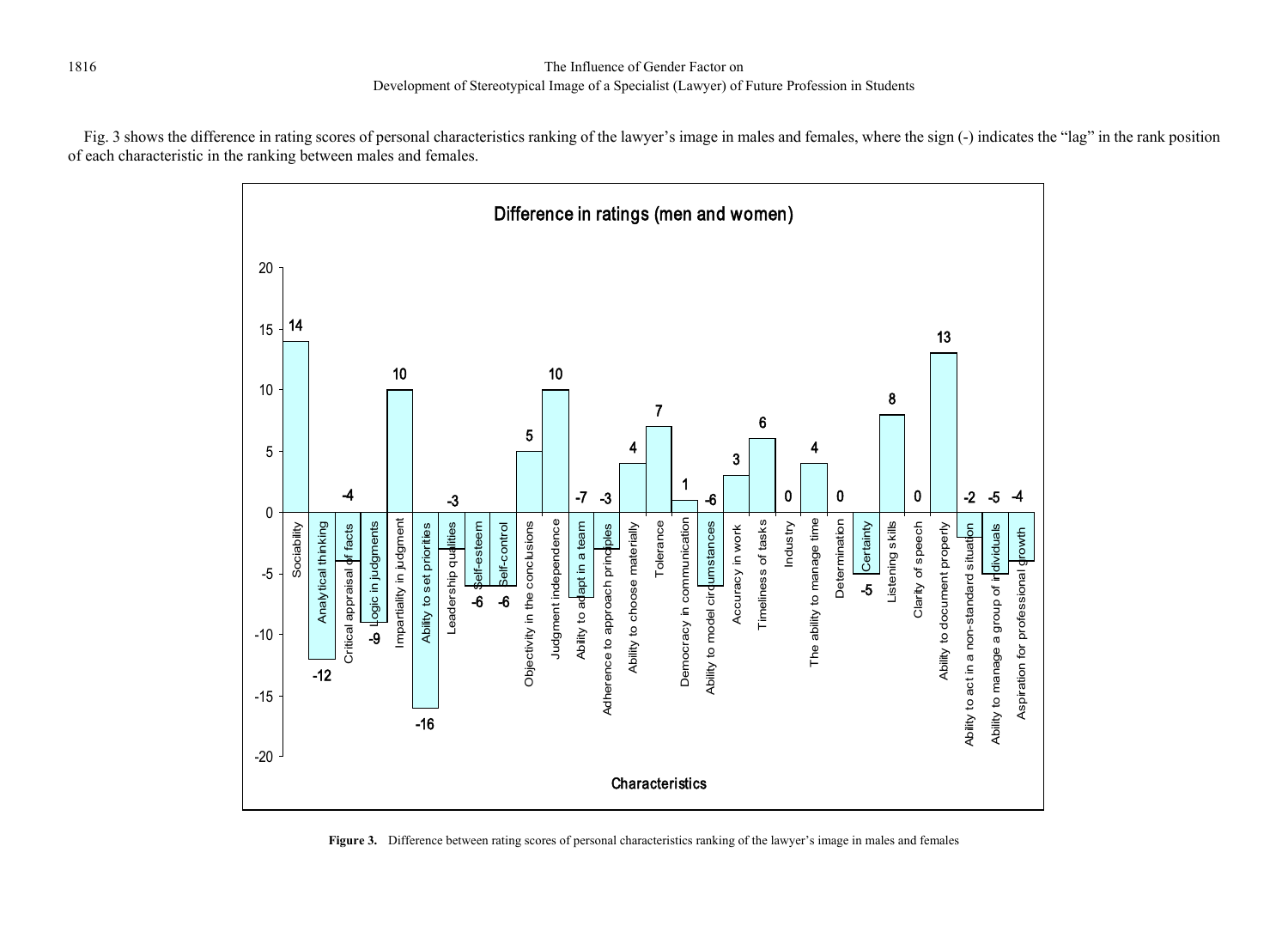Fig. 3 shows the difference in rating scores of personal characteristics ranking of the lawyer's image in males and females, where the sign (-) indicates the "lag" in the rank position of each characteristic in the ranking between males and females.

**Figure 3.** Difference between rating scores of personal characteristics ranking of the lawyer's image in males and females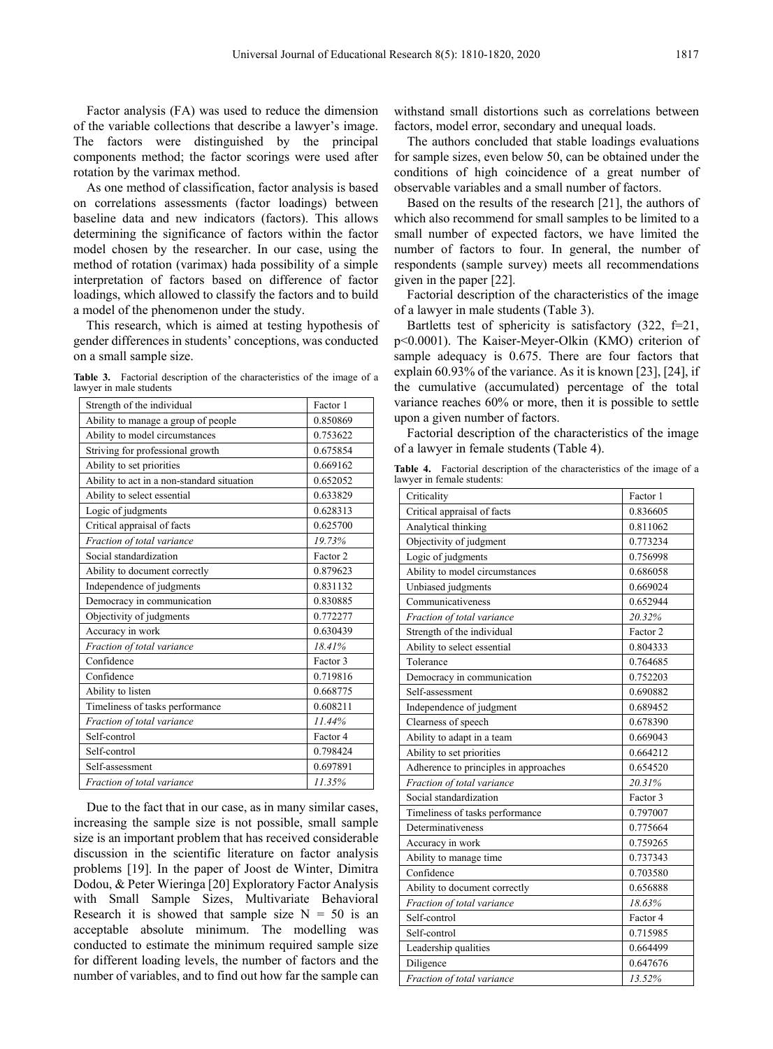Factor analysis (FA) was used to reduce the dimension of the variable collections that describe a lawyer's image. The factors were distinguished by the principal components method; the factor scorings were used after rotation by the varimax method.

As one method of classification, factor analysis is based on correlations assessments (factor loadings) between baseline data and new indicators (factors). This allows determining the significance of factors within the factor model chosen by the researcher. In our case, using the method of rotation (varimax) hada possibility of a simple interpretation of factors based on difference of factor loadings, which allowed to classify the factors and to build a model of the phenomenon under the study.

This research, which is aimed at testing hypothesis of gender differences in students' conceptions, was conducted on a small sample size.

**Table 3.** Factorial description of the characteristics of the image of a lawyer in male students

| Strength of the individual | Factor 1 |
|---|---|
| Ability to manage a group of people | 0.850869 |
| Ability to model circumstances | 0.753622 |
| Striving for professional growth | 0.675854 |
| Ability to set priorities | 0.669162 |
| Ability to act in a non-standard situation | 0.652052 |
| Ability to select essential | 0.633829 |
| Logic of judgments | 0.628313 |
| Critical appraisal of facts | 0.625700 |
| *Fraction of total variance* | *19.73%* |
| Social standardization | Factor 2 |
| Ability to document correctly | 0.879623 |
| Independence of judgments | 0.831132 |
| Democracy in communication | 0.830885 |
| Objectivity of judgments | 0.772277 |
| Accuracy in work | 0.630439 |
| *Fraction of total variance* | *18.41%* |
| Confidence | Factor 3 |
| Confidence | 0.719816 |
| Ability to listen | 0.668775 |
| Timeliness of tasks performance | 0.608211 |
| *Fraction of total variance* | *11.44%* |
| Self-control | Factor 4 |
| Self-control | 0.798424 |
| Self-assessment | 0.697891 |
| *Fraction of total variance* | *11.35%* |

Due to the fact that in our case, as in many similar cases, increasing the sample size is not possible, small sample size is an important problem that has received considerable discussion in the scientific literature on factor analysis problems [19]. In the paper of Joost de Winter, Dimitra Dodou, & Peter Wieringa [20] Exploratory Factor Analysis with Small Sample Sizes, Multivariate Behavioral Research it is showed that sample size $N = 50$ is an acceptable absolute minimum. The modelling was conducted to estimate the minimum required sample size for different loading levels, the number of factors and the number of variables, and to find out how far the sample can withstand small distortions such as correlations between factors, model error, secondary and unequal loads.

The authors concluded that stable loadings evaluations for sample sizes, even below 50, can be obtained under the conditions of high coincidence of a great number of observable variables and a small number of factors.

Based on the results of the research [21], the authors of which also recommend for small samples to be limited to a small number of expected factors, we have limited the number of factors to four. In general, the number of respondents (sample survey) meets all recommendations given in the paper [22].

Factorial description of the characteristics of the image of a lawyer in male students (Table 3).

Bartletts test of sphericity is satisfactory (322, f=21, $p<0.0001$). The Kaiser-Meyer-Olkin (KMO) criterion of sample adequacy is 0.675. There are four factors that explain 60.93% of the variance. As it is known [23], [24], if the cumulative (accumulated) percentage of the total variance reaches 60% or more, then it is possible to settle upon a given number of factors.

Factorial description of the characteristics of the image of a lawyer in female students (Table 4).

**Table 4.** Factorial description of the characteristics of the image of a lawyer in female students:

| Criticality | Factor 1 |
|---|---|
| Critical appraisal of facts | 0.836605 |
| Analytical thinking | 0.811062 |
| Objectivity of judgment | 0.773234 |
| Logic of judgments | 0.756998 |
| Ability to model circumstances | 0.686058 |
| Unbiased judgments | 0.669024 |
| Communicativeness | 0.652944 |
| *Fraction of total variance* | *20.32%* |
| Strength of the individual | Factor 2 |
| Ability to select essential | 0.804333 |
| Tolerance | 0.764685 |
| Democracy in communication | 0.752203 |
| Self-assessment | 0.690882 |
| Independence of judgment | 0.689452 |
| Clearness of speech | 0.678390 |
| Ability to adapt in a team | 0.669043 |
| Ability to set priorities | 0.664212 |
| Adherence to principles in approaches | 0.654520 |
| *Fraction of total variance* | *20.31%* |
| Social standardization | Factor 3 |
| Timeliness of tasks performance | 0.797007 |
| Determinativeness | 0.775664 |
| Accuracy in work | 0.759265 |
| Ability to manage time | 0.737343 |
| Confidence | 0.703580 |
| Ability to document correctly | 0.656888 |
| *Fraction of total variance* | *18.63%* |
| Self-control | Factor 4 |
| Self-control | 0.715985 |
| Leadership qualities | 0.664499 |
| Diligence | 0.647676 |
| *Fraction of total variance* | *13.52%* |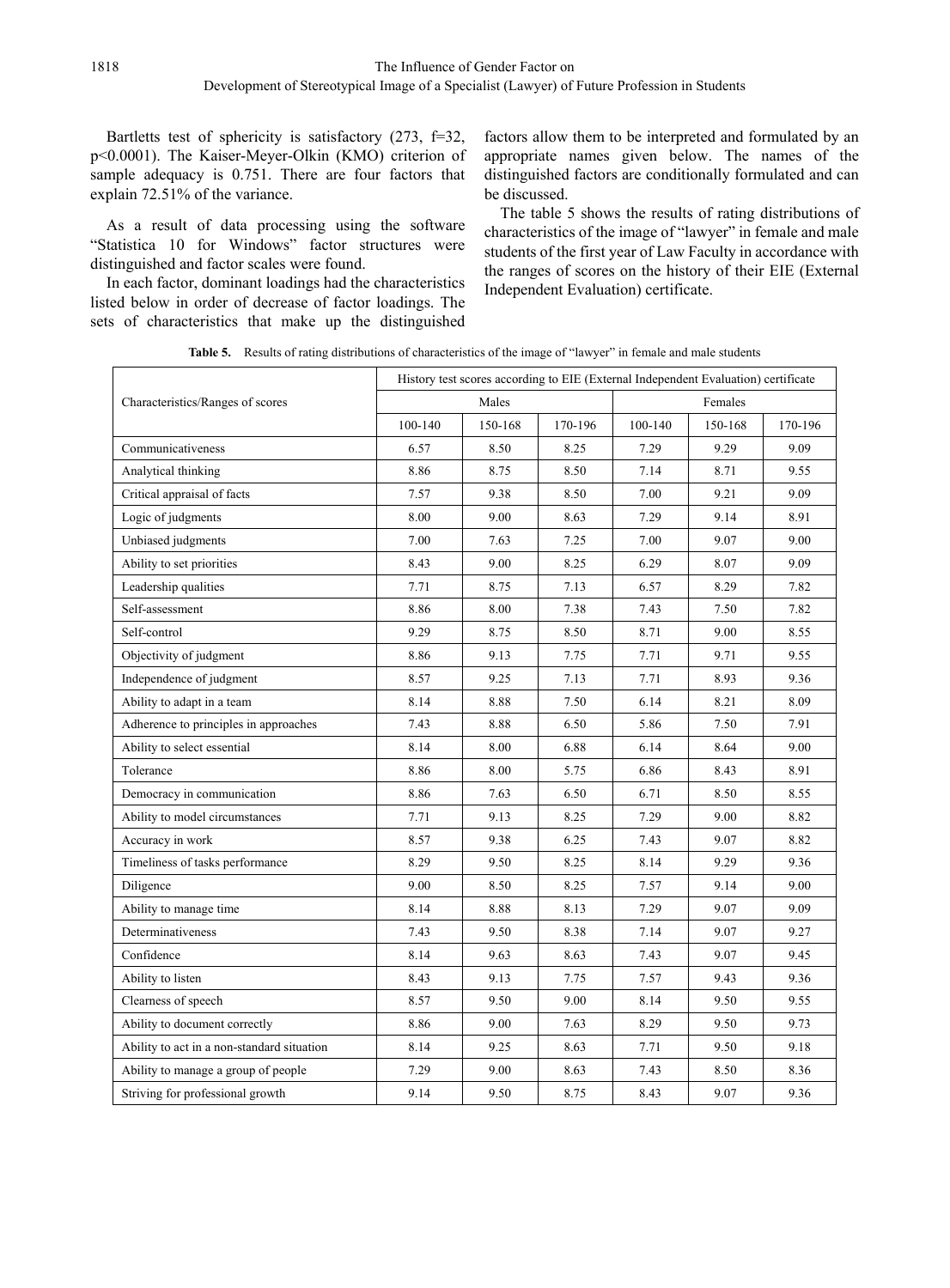Bartletts test of sphericity is satisfactory (273, f=32, $p<0.0001$). The Kaiser-Meyer-Olkin (KMO) criterion of sample adequacy is 0.751. There are four factors that explain 72.51% of the variance.

As a result of data processing using the software "Statistica 10 for Windows" factor structures were distinguished and factor scales were found.

In each factor, dominant loadings had the characteristics listed below in order of decrease of factor loadings. The sets of characteristics that make up the distinguished factors allow them to be interpreted and formulated by an appropriate names given below. The names of the distinguished factors are conditionally formulated and can be discussed.

The table 5 shows the results of rating distributions of characteristics of the image of "lawyer" in female and male students of the first year of Law Faculty in accordance with the ranges of scores on the history of their EIE (External Independent Evaluation) certificate.

**Table 5.** Results of rating distributions of characteristics of the image of "lawyer" in female and male students

| Characteristics/Ranges of scores | History test scores according to EIE (External Independent Evaluation) certificate | | | | | |
|---|---|---|---|---|---|---|
| | Males | | | Females | | |
| | 100-140 | 150-168 | 170-196 | 100-140 | 150-168 | 170-196 |
| Communicativeness | 6.57 | 8.50 | 8.25 | 7.29 | 9.29 | 9.09 |
| Analytical thinking | 8.86 | 8.75 | 8.50 | 7.14 | 8.71 | 9.55 |
| Critical appraisal of facts | 7.57 | 9.38 | 8.50 | 7.00 | 9.21 | 9.09 |
| Logic of judgments | 8.00 | 9.00 | 8.63 | 7.29 | 9.14 | 8.91 |
| Unbiased judgments | 7.00 | 7.63 | 7.25 | 7.00 | 9.07 | 9.00 |
| Ability to set priorities | 8.43 | 9.00 | 8.25 | 6.29 | 8.07 | 9.09 |
| Leadership qualities | 7.71 | 8.75 | 7.13 | 6.57 | 8.29 | 7.82 |
| Self-assessment | 8.86 | 8.00 | 7.38 | 7.43 | 7.50 | 7.82 |
| Self-control | 9.29 | 8.75 | 8.50 | 8.71 | 9.00 | 8.55 |
| Objectivity of judgment | 8.86 | 9.13 | 7.75 | 7.71 | 9.71 | 9.55 |
| Independence of judgment | 8.57 | 9.25 | 7.13 | 7.71 | 8.93 | 9.36 |
| Ability to adapt in a team | 8.14 | 8.88 | 7.50 | 6.14 | 8.21 | 8.09 |
| Adherence to principles in approaches | 7.43 | 8.88 | 6.50 | 5.86 | 7.50 | 7.91 |
| Ability to select essential | 8.14 | 8.00 | 6.88 | 6.14 | 8.64 | 9.00 |
| Tolerance | 8.86 | 8.00 | 5.75 | 6.86 | 8.43 | 8.91 |
| Democracy in communication | 8.86 | 7.63 | 6.50 | 6.71 | 8.50 | 8.55 |
| Ability to model circumstances | 7.71 | 9.13 | 8.25 | 7.29 | 9.00 | 8.82 |
| Accuracy in work | 8.57 | 9.38 | 6.25 | 7.43 | 9.07 | 8.82 |
| Timeliness of tasks performance | 8.29 | 9.50 | 8.25 | 8.14 | 9.29 | 9.36 |
| Diligence | 9.00 | 8.50 | 8.25 | 7.57 | 9.14 | 9.00 |
| Ability to manage time | 8.14 | 8.88 | 8.13 | 7.29 | 9.07 | 9.09 |
| Determinativeness | 7.43 | 9.50 | 8.38 | 7.14 | 9.07 | 9.27 |
| Confidence | 8.14 | 9.63 | 8.63 | 7.43 | 9.07 | 9.45 |
| Ability to listen | 8.43 | 9.13 | 7.75 | 7.57 | 9.43 | 9.36 |
| Clearness of speech | 8.57 | 9.50 | 9.00 | 8.14 | 9.50 | 9.55 |
| Ability to document correctly | 8.86 | 9.00 | 7.63 | 8.29 | 9.50 | 9.73 |
| Ability to act in a non-standard situation | 8.14 | 9.25 | 8.63 | 7.71 | 9.50 | 9.18 |
| Ability to manage a group of people | 7.29 | 9.00 | 8.63 | 7.43 | 8.50 | 8.36 |
| Striving for professional growth | 9.14 | 9.50 | 8.75 | 8.43 | 9.07 | 9.36 |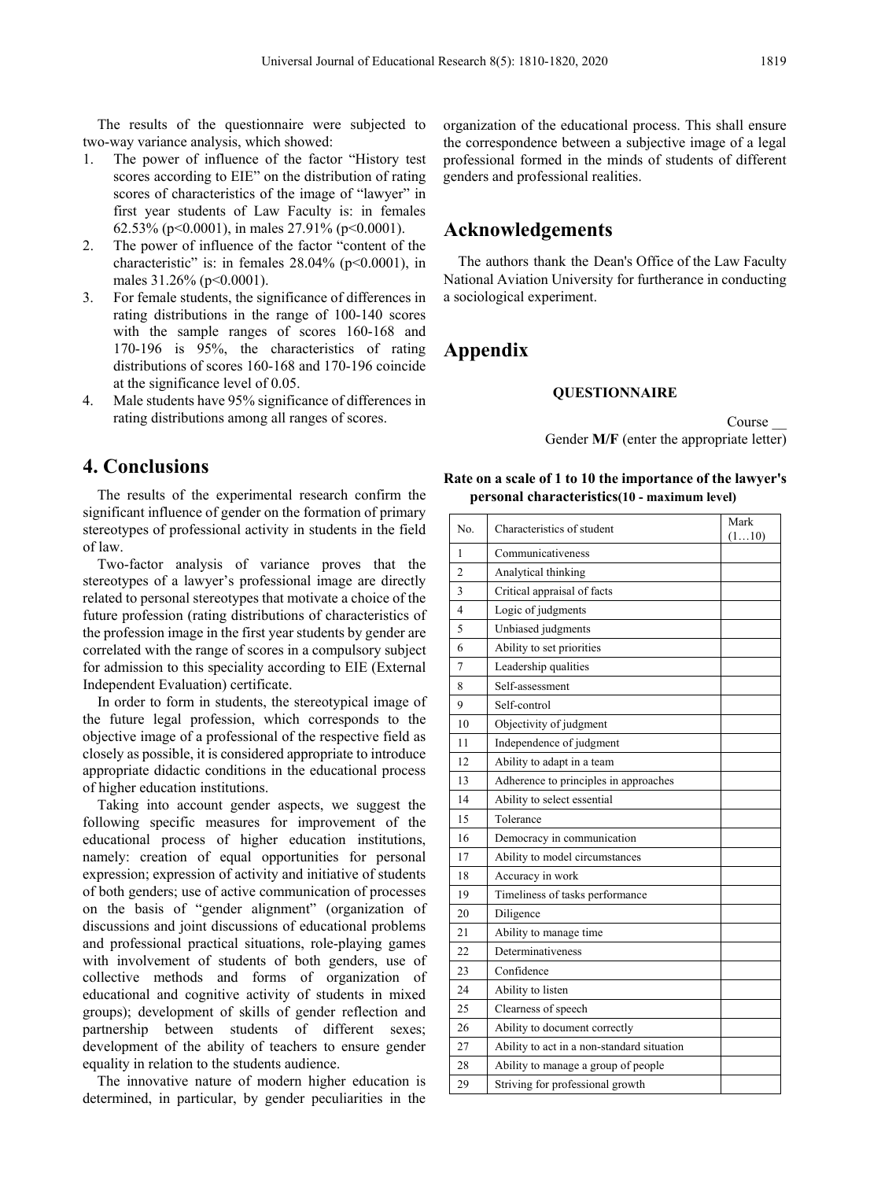The results of the questionnaire were subjected to two-way variance analysis, which showed:

1. The power of influence of the factor "History test scores according to EIE" on the distribution of rating scores of characteristics of the image of "lawyer" in first year students of Law Faculty is: in females 62.53% ($p<0.0001$), in males 27.91% ($p<0.0001$).
2. The power of influence of the factor "content of the characteristic" is: in females 28.04% ($p<0.0001$), in males 31.26% ($p<0.0001$).
3. For female students, the significance of differences in rating distributions in the range of 100-140 scores with the sample ranges of scores 160-168 and 170-196 is 95%, the characteristics of rating distributions of scores 160-168 and 170-196 coincide at the significance level of 0.05.
4. Male students have 95% significance of differences in rating distributions among all ranges of scores.

## 4. Conclusions

The results of the experimental research confirm the significant influence of gender on the formation of primary stereotypes of professional activity in students in the field of law.

Two-factor analysis of variance proves that the stereotypes of a lawyer's professional image are directly related to personal stereotypes that motivate a choice of the future profession (rating distributions of characteristics of the profession image in the first year students by gender are correlated with the range of scores in a compulsory subject for admission to this speciality according to EIE (External Independent Evaluation) certificate.

In order to form in students, the stereotypical image of the future legal profession, which corresponds to the objective image of a professional of the respective field as closely as possible, it is considered appropriate to introduce appropriate didactic conditions in the educational process of higher education institutions.

Taking into account gender aspects, we suggest the following specific measures for improvement of the educational process of higher education institutions, namely: creation of equal opportunities for personal expression; expression of activity and initiative of students of both genders; use of active communication of processes on the basis of "gender alignment" (organization of discussions and joint discussions of educational problems and professional practical situations, role-playing games with involvement of students of both genders, use of collective methods and forms of organization of educational and cognitive activity of students in mixed groups); development of skills of gender reflection and partnership between students of different sexes; development of the ability of teachers to ensure gender equality in relation to the students audience.

The innovative nature of modern higher education is determined, in particular, by gender peculiarities in the organization of the educational process. This shall ensure the correspondence between a subjective image of a legal professional formed in the minds of students of different genders and professional realities.

## Acknowledgements

The authors thank the Dean's Office of the Law Faculty National Aviation University for furtherance in conducting a sociological experiment.

## Appendix

**QUESTIONNAIRE**

Course __

Gender **M/F** (enter the appropriate letter)

**Rate on a scale of 1 to 10 the importance of the lawyer's personal characteristics(10 - maximum level)**

| No. | Characteristics of student | Mark (1…10) |
|---|---|---|
| 1 | Communicativeness | |
| 2 | Analytical thinking | |
| 3 | Critical appraisal of facts | |
| 4 | Logic of judgments | |
| 5 | Unbiased judgments | |
| 6 | Ability to set priorities | |
| 7 | Leadership qualities | |
| 8 | Self-assessment | |
| 9 | Self-control | |
| 10 | Objectivity of judgment | |
| 11 | Independence of judgment | |
| 12 | Ability to adapt in a team | |
| 13 | Adherence to principles in approaches | |
| 14 | Ability to select essential | |
| 15 | Tolerance | |
| 16 | Democracy in communication | |
| 17 | Ability to model circumstances | |
| 18 | Accuracy in work | |
| 19 | Timeliness of tasks performance | |
| 20 | Diligence | |
| 21 | Ability to manage time | |
| 22 | Determinativeness | |
| 23 | Confidence | |
| 24 | Ability to listen | |
| 25 | Clearness of speech | |
| 26 | Ability to document correctly | |
| 27 | Ability to act in a non-standard situation | |
| 28 | Ability to manage a group of people | |
| 29 | Striving for professional growth | |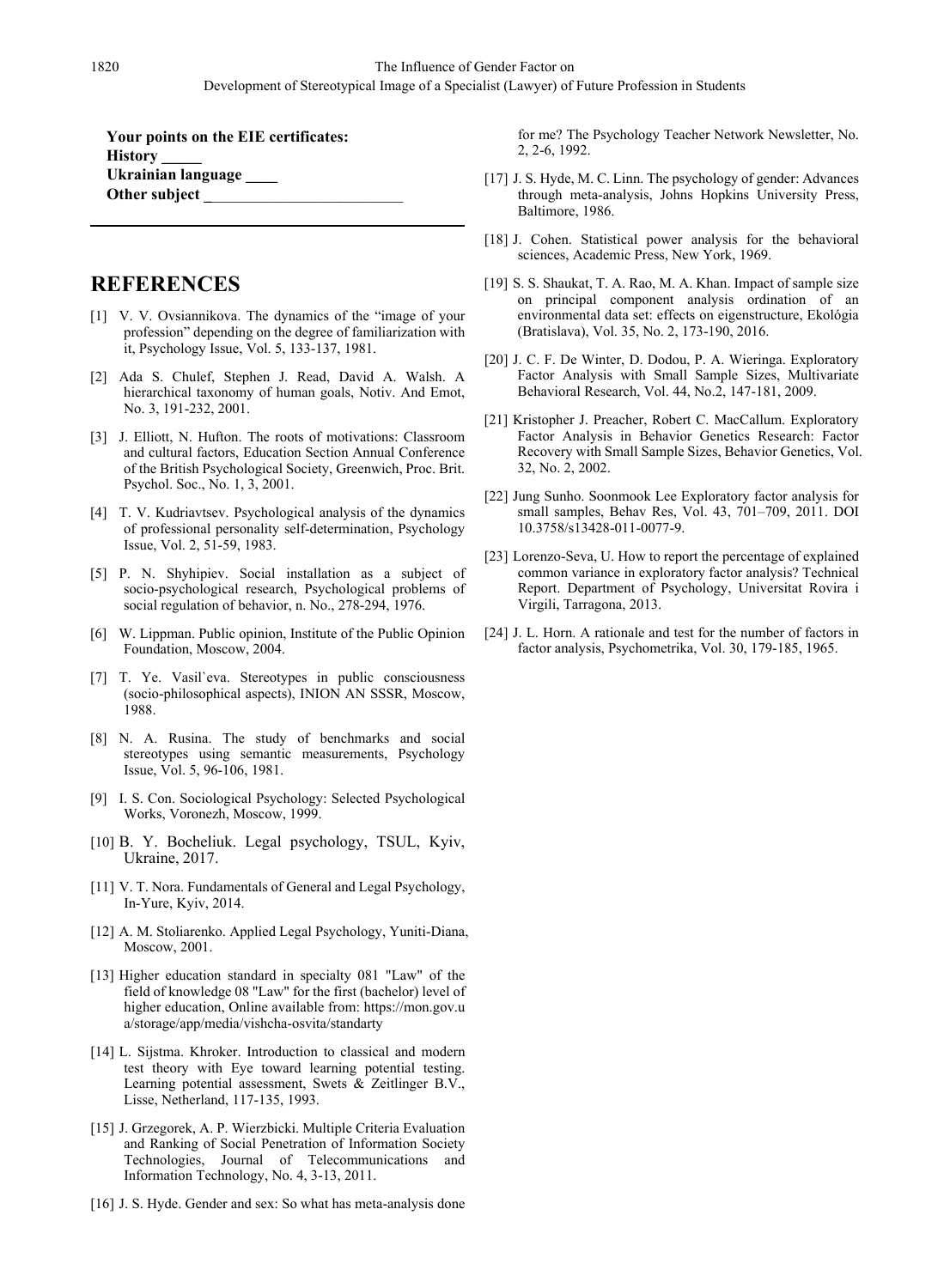**Your points on the EIE certificates:**
**History _____**
**Ukrainian language ____**
**Other subject ___________________________**

# REFERENCES

[1] V. V. Ovsiannikova. The dynamics of the "image of your profession" depending on the degree of familiarization with it, Psychology Issue, Vol. 5, 133-137, 1981.

[2] Ada S. Chulef, Stephen J. Read, David A. Walsh. A hierarchical taxonomy of human goals, Notiv. And Emot, No. 3, 191-232, 2001.

[3] J. Elliott, N. Hufton. The roots of motivations: Classroom and cultural factors, Education Section Annual Conference of the British Psychological Society, Greenwich, Proc. Brit. Psychol. Soc., No. 1, 3, 2001.

[4] T. V. Kudriavtsev. Psychological analysis of the dynamics of professional personality self-determination, Psychology Issue, Vol. 2, 51-59, 1983.

[5] P. N. Shyhipiev. Social installation as a subject of socio-psychological research, Psychological problems of social regulation of behavior, n. No., 278-294, 1976.

[6] W. Lippman. Public opinion, Institute of the Public Opinion Foundation, Moscow, 2004.

[7] T. Ye. Vasil`eva. Stereotypes in public consciousness (socio-philosophical aspects), INION AN SSSR, Moscow, 1988.

[8] N. A. Rusina. The study of benchmarks and social stereotypes using semantic measurements, Psychology Issue, Vol. 5, 96-106, 1981.

[9] I. S. Con. Sociological Psychology: Selected Psychological Works, Voronezh, Moscow, 1999.

[10] B. Y. Bocheliuk. Legal psychology, TSUL, Kyiv, Ukraine, 2017.

[11] V. T. Nora. Fundamentals of General and Legal Psychology, In-Yure, Kyiv, 2014.

[12] A. M. Stoliarenko. Applied Legal Psychology, Yuniti-Diana, Moscow, 2001.

[13] Higher education standard in specialty 081 "Law" of the field of knowledge 08 "Law" for the first (bachelor) level of higher education, Online available from: https://mon.gov.ua/storage/app/media/vishcha-osvita/standarty

[14] L. Sijstma. Khroker. Introduction to classical and modern test theory with Eye toward learning potential testing. Learning potential assessment, Swets & Zeitlinger B.V., Lisse, Netherland, 117-135, 1993.

[15] J. Grzegorek, A. P. Wierzbicki. Multiple Criteria Evaluation and Ranking of Social Penetration of Information Society Technologies, Journal of Telecommunications and Information Technology, No. 4, 3-13, 2011.

[16] J. S. Hyde. Gender and sex: So what has meta-analysis done for me? The Psychology Teacher Network Newsletter, No. 2, 2-6, 1992.

[17] J. S. Hyde, M. C. Linn. The psychology of gender: Advances through meta-analysis, Johns Hopkins University Press, Baltimore, 1986.

[18] J. Cohen. Statistical power analysis for the behavioral sciences, Academic Press, New York, 1969.

[19] S. S. Shaukat, T. A. Rao, M. A. Khan. Impact of sample size on principal component analysis ordination of an environmental data set: effects on eigenstructure, Ekológia (Bratislava), Vol. 35, No. 2, 173-190, 2016.

[20] J. C. F. De Winter, D. Dodou, P. A. Wieringa. Exploratory Factor Analysis with Small Sample Sizes, Multivariate Behavioral Research, Vol. 44, No.2, 147-181, 2009.

[21] Kristopher J. Preacher, Robert C. MacCallum. Exploratory Factor Analysis in Behavior Genetics Research: Factor Recovery with Small Sample Sizes, Behavior Genetics, Vol. 32, No. 2, 2002.

[22] Jung Sunho. Soonmook Lee Exploratory factor analysis for small samples, Behav Res, Vol. 43, 701–709, 2011. DOI 10.3758/s13428-011-0077-9.

[23] Lorenzo-Seva, U. How to report the percentage of explained common variance in exploratory factor analysis? Technical Report. Department of Psychology, Universitat Rovira i Virgili, Tarragona, 2013.

[24] J. L. Horn. A rationale and test for the number of factors in factor analysis, Psychometrika, Vol. 30, 179-185, 1965.